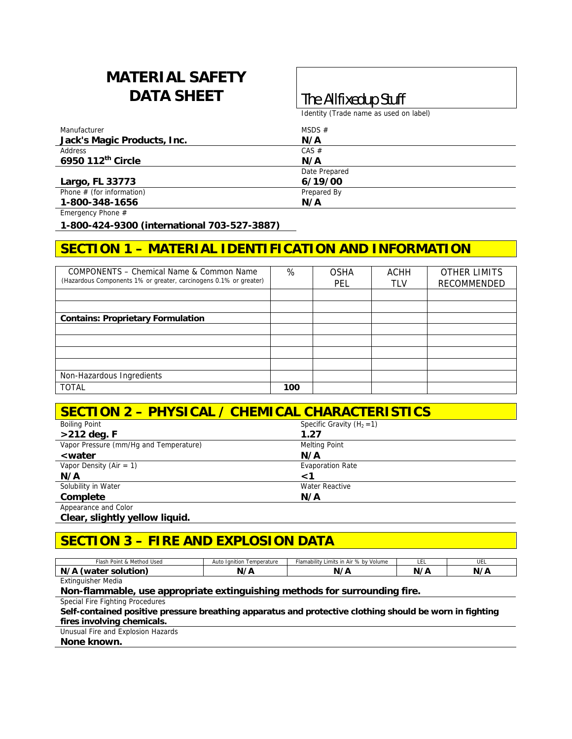# MATERIAL SAFETY DATA SHEET

**The Allfixedup Stuff**

Identity (Trade name as used on label)

| Manufacturer | MSDS # |
|---|---|
| **Jack's Magic Products, Inc.** | **N/A** |
| Address | CAS # |
| **6950 112th Circle** | **N/A** |
| | Date Prepared |
| **Largo, FL 33773** | **6/19/00** |
| Phone # (for information) | Prepared By |
| **1-800-348-1656** | **N/A** |

Emergency Phone #

**1-800-424-9300 (international 703-527-3887)**

## SECTION 1 – MATERIAL IDENTIFICATION AND INFORMATION

| COMPONENTS – Chemical Name & Common Name (Hazardous Components 1% or greater, carcinogens 0.1% or greater) | % | OSHA PEL | ACHH TLV | OTHER LIMITS RECOMMENDED |
|---|---|---|---|---|
| | | | | |
| | | | | |
| **Contains: Proprietary Formulation** | | | | |
| | | | | |
| | | | | |
| | | | | |
| | | | | |
| Non-Hazardous Ingredients | | | | |
| TOTAL | **100** | | | |

## SECTION 2 – PHYSICAL / CHEMICAL CHARACTERISTICS

| Boiling Point | Specific Gravity ($H_2$ =1) |
|---|---|
| **>212 deg. F** | **1.27** |
| Vapor Pressure (mm/Hg and Temperature) | Melting Point |
| **<water** | **N/A** |
| Vapor Density (Air = 1) | Evaporation Rate |
| **N/A** | **<1** |
| Solubility in Water | Water Reactive |
| **Complete** | **N/A** |

Appearance and Color

**Clear, slightly yellow liquid.**

## SECTION 3 – FIRE AND EXPLOSION DATA

| Flash Point & Method Used | Auto Ignition Temperature | Flamability Limits in Air % by Volume | LEL | UEL |
|---|---|---|---|---|
| **N/A (water solution)** | **N/A** | **N/A** | **N/A** | **N/A** |

Extinguisher Media

**Non-flammable, use appropriate extinguishing methods for surrounding fire.**

Special Fire Fighting Procedures

**Self-contained positive pressure breathing apparatus and protective clothing should be worn in fighting fires involving chemicals.**

Unusual Fire and Explosion Hazards

**None known.**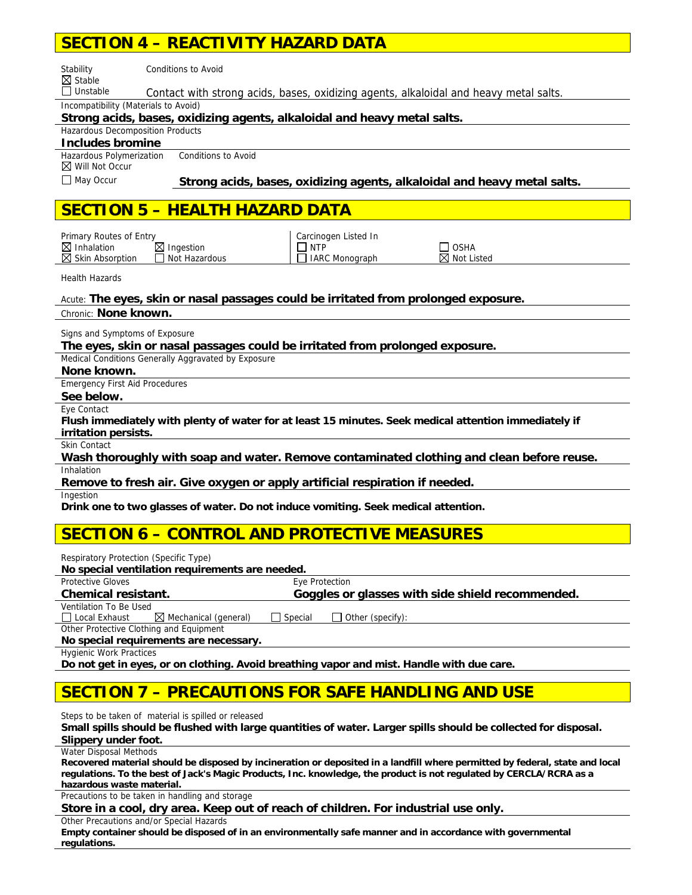## SECTION 4 – REACTIVITY HAZARD DATA

Stability
☒ Stable
☐ Unstable

Conditions to Avoid
Contact with strong acids, bases, oxidizing agents, alkaloidal and heavy metal salts.

Incompatibility (Materials to Avoid)
**Strong acids, bases, oxidizing agents, alkaloidal and heavy metal salts.**

Hazardous Decomposition Products
**Includes bromine**

Hazardous Polymerization
☒ Will Not Occur
☐ May Occur

Conditions to Avoid
**Strong acids, bases, oxidizing agents, alkaloidal and heavy metal salts.**

## SECTION 5 – HEALTH HAZARD DATA

Primary Routes of Entry
☒ Inhalation ☒ Ingestion
☒ Skin Absorption ☐ Not Hazardous

Carcinogen Listed In
☐ NTP ☐ OSHA
☐ IARC Monograph ☒ Not Listed

Health Hazards

Acute: **The eyes, skin or nasal passages could be irritated from prolonged exposure.**

Chronic: **None known.**

Signs and Symptoms of Exposure
**The eyes, skin or nasal passages could be irritated from prolonged exposure.**

Medical Conditions Generally Aggravated by Exposure
**None known.**

Emergency First Aid Procedures
**See below.**

Eye Contact
**Flush immediately with plenty of water for at least 15 minutes. Seek medical attention immediately if irritation persists.**

Skin Contact
**Wash thoroughly with soap and water. Remove contaminated clothing and clean before reuse.**

Inhalation
**Remove to fresh air. Give oxygen or apply artificial respiration if needed.**

Ingestion
**Drink one to two glasses of water. Do not induce vomiting. Seek medical attention.**

## SECTION 6 – CONTROL AND PROTECTIVE MEASURES

Respiratory Protection (Specific Type)
**No special ventilation requirements are needed.**

Protective Gloves
**Chemical resistant.**

Eye Protection
**Goggles or glasses with side shield recommended.**

Ventilation To Be Used
☐ Local Exhaust ☒ Mechanical (general) ☐ Special ☐ Other (specify):

Other Protective Clothing and Equipment
**No special requirements are necessary.**

Hygienic Work Practices
**Do not get in eyes, or on clothing. Avoid breathing vapor and mist. Handle with due care.**

## SECTION 7 – PRECAUTIONS FOR SAFE HANDLING AND USE

Steps to be taken of material is spilled or released
**Small spills should be flushed with large quantities of water. Larger spills should be collected for disposal. Slippery under foot.**

Water Disposal Methods
**Recovered material should be disposed by incineration or deposited in a landfill where permitted by federal, state and local regulations. To the best of Jack's Magic Products, Inc. knowledge, the product is not regulated by CERCLA/RCRA as a hazardous waste material.**

Precautions to be taken in handling and storage
**Store in a cool, dry area. Keep out of reach of children. For industrial use only.**

Other Precautions and/or Special Hazards
**Empty container should be disposed of in an environmentally safe manner and in accordance with governmental regulations.**